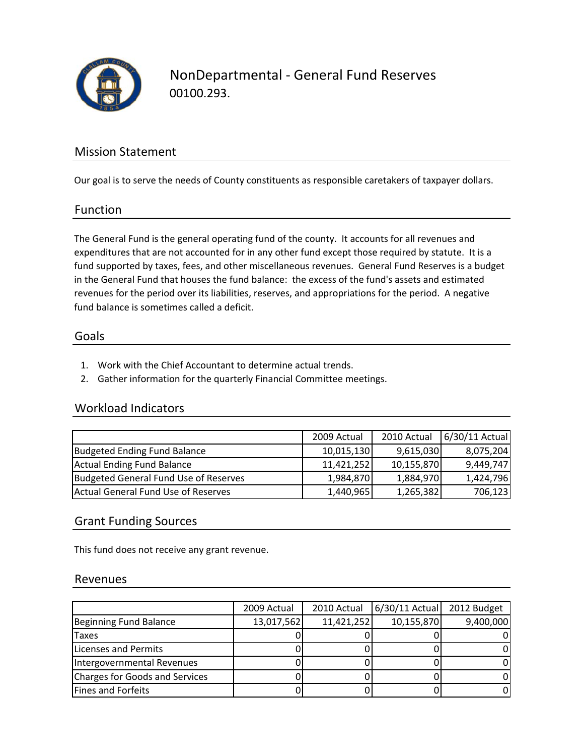# NonDepartmental - General Fund Reserves

00100.293.

## Mission Statement

Our goal is to serve the needs of County constituents as responsible caretakers of taxpayer dollars.

## Function

The General Fund is the general operating fund of the county. It accounts for all revenues and expenditures that are not accounted for in any other fund except those required by statute. It is a fund supported by taxes, fees, and other miscellaneous revenues. General Fund Reserves is a budget in the General Fund that houses the fund balance: the excess of the fund's assets and estimated revenues for the period over its liabilities, reserves, and appropriations for the period. A negative fund balance is sometimes called a deficit.

## Goals

1. Work with the Chief Accountant to determine actual trends.
2. Gather information for the quarterly Financial Committee meetings.

## Workload Indicators

| | 2009 Actual | 2010 Actual | 6/30/11 Actual |
|---|---|---|---|
| Budgeted Ending Fund Balance | 10,015,130 | 9,615,030 | 8,075,204 |
| Actual Ending Fund Balance | 11,421,252 | 10,155,870 | 9,449,747 |
| Budgeted General Fund Use of Reserves | 1,984,870 | 1,884,970 | 1,424,796 |
| Actual General Fund Use of Reserves | 1,440,965 | 1,265,382 | 706,123 |

## Grant Funding Sources

This fund does not receive any grant revenue.

## Revenues

| | 2009 Actual | 2010 Actual | 6/30/11 Actual | 2012 Budget |
|---|---|---|---|---|
| Beginning Fund Balance | 13,017,562 | 11,421,252 | 10,155,870 | 9,400,000 |
| Taxes | 0 | 0 | 0 | 0 |
| Licenses and Permits | 0 | 0 | 0 | 0 |
| Intergovernmental Revenues | 0 | 0 | 0 | 0 |
| Charges for Goods and Services | 0 | 0 | 0 | 0 |
| Fines and Forfeits | 0 | 0 | 0 | 0 |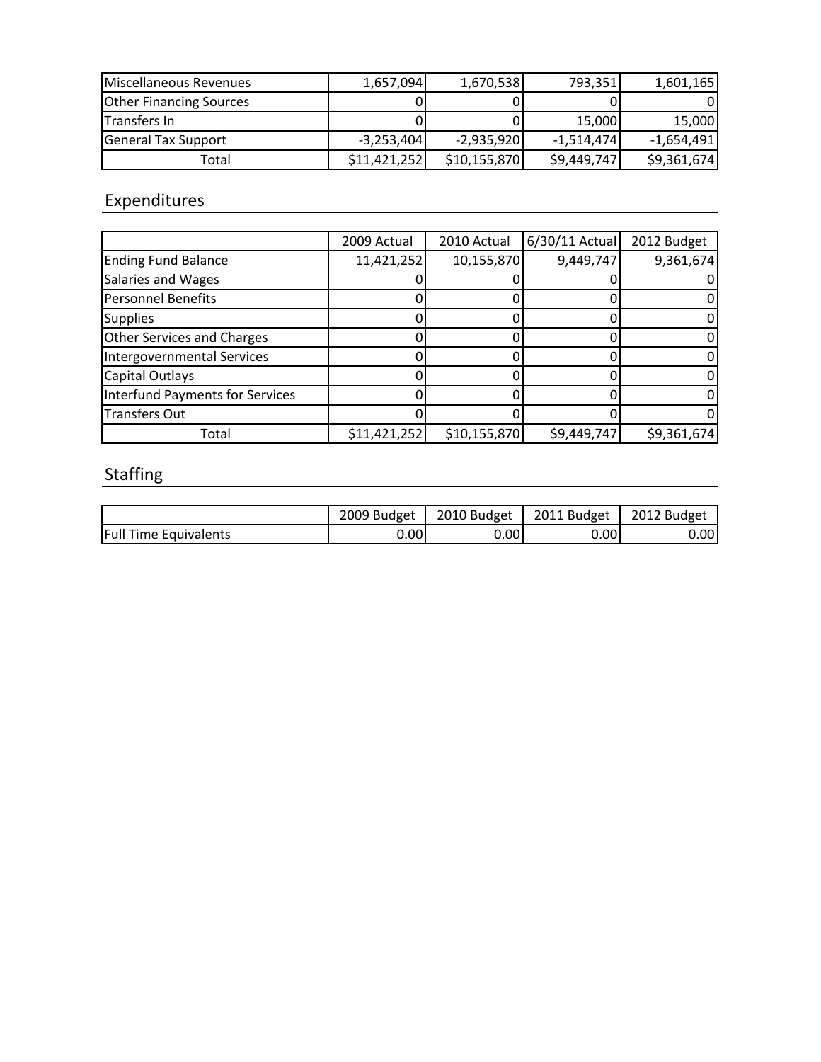| | | | | |
|---|---|---|---|---|
| Miscellaneous Revenues | 1,657,094 | 1,670,538 | 793,351 | 1,601,165 |
| Other Financing Sources | 0 | 0 | 0 | 0 |
| Transfers In | 0 | 0 | 15,000 | 15,000 |
| General Tax Support | -3,253,404 | -2,935,920 | -1,514,474 | -1,654,491 |
| Total | $11,421,252 | $10,155,870 | $9,449,747 | $9,361,674 |

## Expenditures

| | 2009 Actual | 2010 Actual | 6/30/11 Actual | 2012 Budget |
|---|---|---|---|---|
| Ending Fund Balance | 11,421,252 | 10,155,870 | 9,449,747 | 9,361,674 |
| Salaries and Wages | 0 | 0 | 0 | 0 |
| Personnel Benefits | 0 | 0 | 0 | 0 |
| Supplies | 0 | 0 | 0 | 0 |
| Other Services and Charges | 0 | 0 | 0 | 0 |
| Intergovernmental Services | 0 | 0 | 0 | 0 |
| Capital Outlays | 0 | 0 | 0 | 0 |
| Interfund Payments for Services | 0 | 0 | 0 | 0 |
| Transfers Out | 0 | 0 | 0 | 0 |
| Total | $11,421,252 | $10,155,870 | $9,449,747 | $9,361,674 |

## Staffing

| | 2009 Budget | 2010 Budget | 2011 Budget | 2012 Budget |
|---|---|---|---|---|
| Full Time Equivalents | 0.00 | 0.00 | 0.00 | 0.00 |